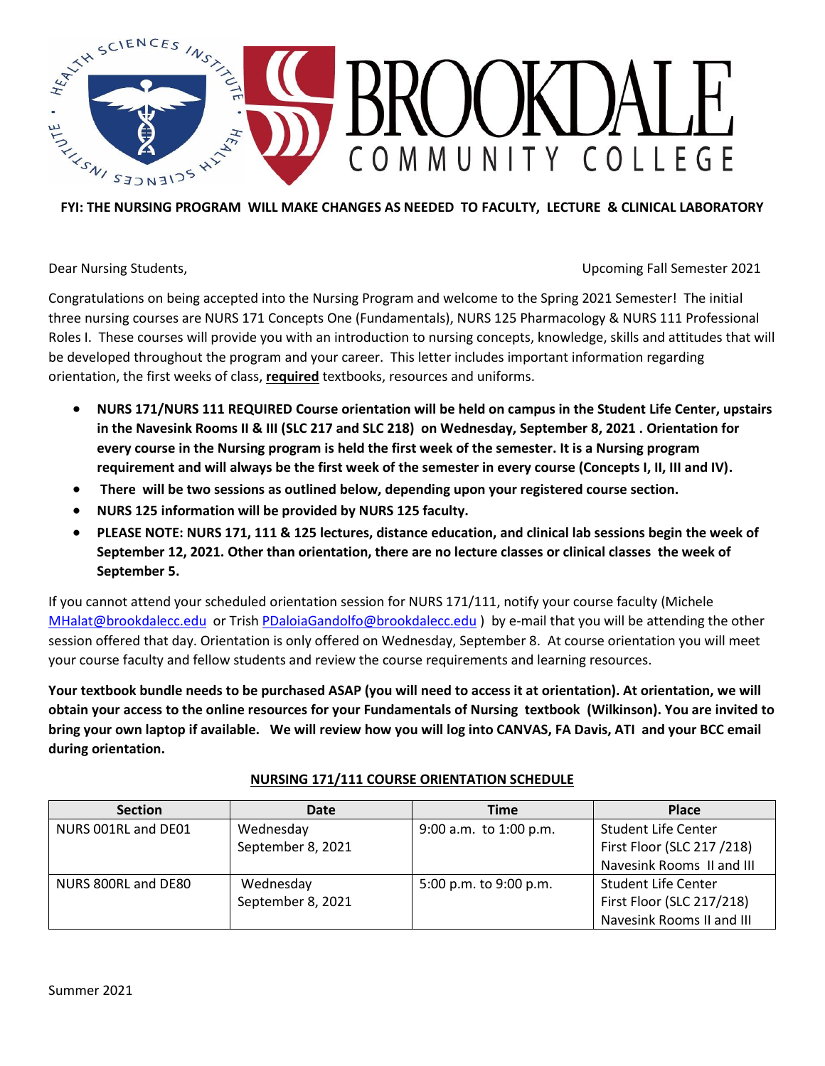**FYI: THE NURSING PROGRAM WILL MAKE CHANGES AS NEEDED TO FACULTY, LECTURE & CLINICAL LABORATORY**

Dear Nursing Students, Upcoming Fall Semester 2021

Congratulations on being accepted into the Nursing Program and welcome to the Spring 2021 Semester! The initial three nursing courses are NURS 171 Concepts One (Fundamentals), NURS 125 Pharmacology & NURS 111 Professional Roles I. These courses will provide you with an introduction to nursing concepts, knowledge, skills and attitudes that will be developed throughout the program and your career. This letter includes important information regarding orientation, the first weeks of class, **required** textbooks, resources and uniforms.

- **NURS 171/NURS 111 REQUIRED Course orientation will be held on campus in the Student Life Center, upstairs in the Navesink Rooms II & III (SLC 217 and SLC 218) on Wednesday, September 8, 2021 . Orientation for every course in the Nursing program is held the first week of the semester. It is a Nursing program requirement and will always be the first week of the semester in every course (Concepts I, II, III and IV).**
- **There will be two sessions as outlined below, depending upon your registered course section.**
- **NURS 125 information will be provided by NURS 125 faculty.**
- **PLEASE NOTE: NURS 171, 111 & 125 lectures, distance education, and clinical lab sessions begin the week of September 12, 2021. Other than orientation, there are no lecture classes or clinical classes the week of September 5.**

If you cannot attend your scheduled orientation session for NURS 171/111, notify your course faculty (Michele MHalat@brookdalecc.edu or Trish PDaloiaGandolfo@brookdalecc.edu ) by e-mail that you will be attending the other session offered that day. Orientation is only offered on Wednesday, September 8. At course orientation you will meet your course faculty and fellow students and review the course requirements and learning resources.

**Your textbook bundle needs to be purchased ASAP (you will need to access it at orientation). At orientation, we will obtain your access to the online resources for your Fundamentals of Nursing textbook (Wilkinson). You are invited to bring your own laptop if available. We will review how you will log into CANVAS, FA Davis, ATI and your BCC email during orientation.**

**NURSING 171/111 COURSE ORIENTATION SCHEDULE**

| Section | Date | Time | Place |
|---|---|---|---|
| NURS 001RL and DE01 | Wednesday September 8, 2021 | 9:00 a.m. to 1:00 p.m. | Student Life Center First Floor (SLC 217 /218) Navesink Rooms II and III |
| NURS 800RL and DE80 | Wednesday September 8, 2021 | 5:00 p.m. to 9:00 p.m. | Student Life Center First Floor (SLC 217/218) Navesink Rooms II and III |

Summer 2021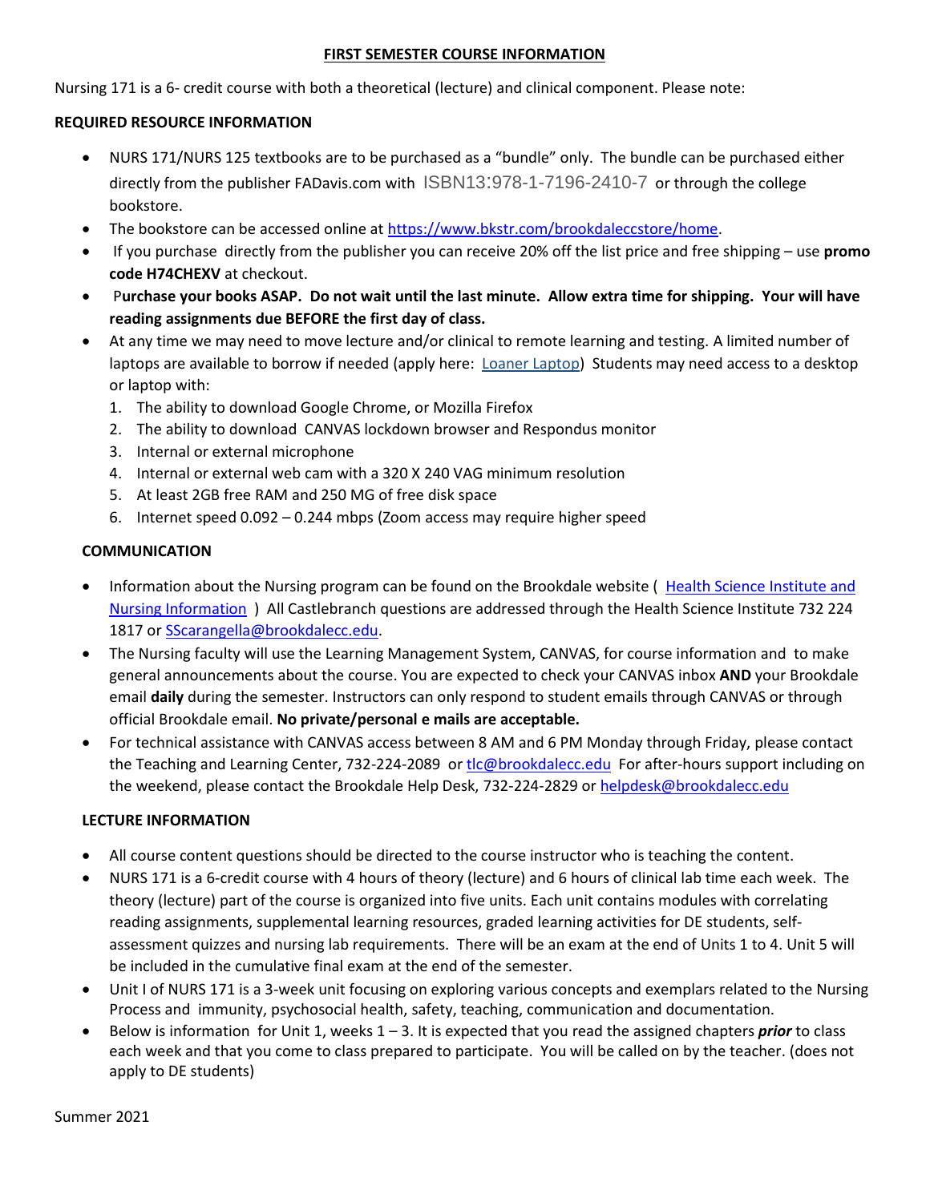## FIRST SEMESTER COURSE INFORMATION

Nursing 171 is a 6- credit course with both a theoretical (lecture) and clinical component. Please note:

### REQUIRED RESOURCE INFORMATION

- NURS 171/NURS 125 textbooks are to be purchased as a "bundle" only. The bundle can be purchased either directly from the publisher FADavis.com with ISBN13:978-1-7196-2410-7 or through the college bookstore.
- The bookstore can be accessed online at https://www.bkstr.com/brookdaleccstore/home.
- If you purchase directly from the publisher you can receive 20% off the list price and free shipping – use **promo code H74CHEXV** at checkout.
- **Purchase your books ASAP. Do not wait until the last minute. Allow extra time for shipping. Your will have reading assignments due BEFORE the first day of class.**
- At any time we may need to move lecture and/or clinical to remote learning and testing. A limited number of laptops are available to borrow if needed (apply here: Loaner Laptop) Students may need access to a desktop or laptop with:
  1. The ability to download Google Chrome, or Mozilla Firefox
  2. The ability to download CANVAS lockdown browser and Respondus monitor
  3. Internal or external microphone
  4. Internal or external web cam with a 320 X 240 VAG minimum resolution
  5. At least 2GB free RAM and 250 MG of free disk space
  6. Internet speed 0.092 – 0.244 mbps (Zoom access may require higher speed

### COMMUNICATION

- Information about the Nursing program can be found on the Brookdale website ( Health Science Institute and Nursing Information ) All Castlebranch questions are addressed through the Health Science Institute 732 224 1817 or SScarangella@brookdalecc.edu.
- The Nursing faculty will use the Learning Management System, CANVAS, for course information and to make general announcements about the course. You are expected to check your CANVAS inbox **AND** your Brookdale email **daily** during the semester. Instructors can only respond to student emails through CANVAS or through official Brookdale email. **No private/personal e mails are acceptable.**
- For technical assistance with CANVAS access between 8 AM and 6 PM Monday through Friday, please contact the Teaching and Learning Center, 732-224-2089 or tlc@brookdalecc.edu For after-hours support including on the weekend, please contact the Brookdale Help Desk, 732-224-2829 or helpdesk@brookdalecc.edu

### LECTURE INFORMATION

- All course content questions should be directed to the course instructor who is teaching the content.
- NURS 171 is a 6-credit course with 4 hours of theory (lecture) and 6 hours of clinical lab time each week. The theory (lecture) part of the course is organized into five units. Each unit contains modules with correlating reading assignments, supplemental learning resources, graded learning activities for DE students, self-assessment quizzes and nursing lab requirements. There will be an exam at the end of Units 1 to 4. Unit 5 will be included in the cumulative final exam at the end of the semester.
- Unit I of NURS 171 is a 3-week unit focusing on exploring various concepts and exemplars related to the Nursing Process and immunity, psychosocial health, safety, teaching, communication and documentation.
- Below is information for Unit 1, weeks 1 – 3. It is expected that you read the assigned chapters ***prior*** to class each week and that you come to class prepared to participate. You will be called on by the teacher. (does not apply to DE students)

Summer 2021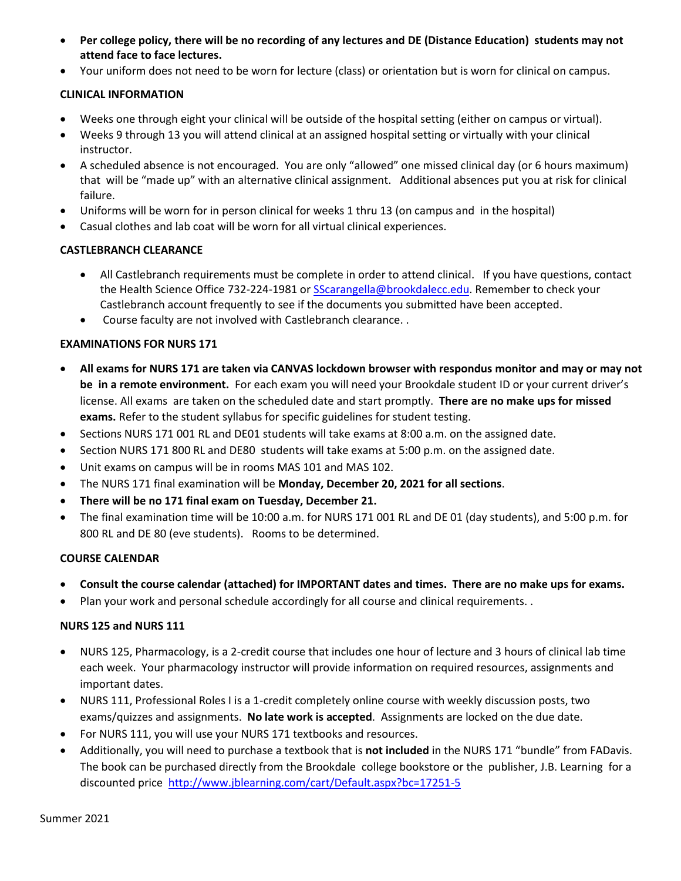- **Per college policy, there will be no recording of any lectures and DE (Distance Education) students may not attend face to face lectures.**
- Your uniform does not need to be worn for lecture (class) or orientation but is worn for clinical on campus.

**CLINICAL INFORMATION**

- Weeks one through eight your clinical will be outside of the hospital setting (either on campus or virtual).
- Weeks 9 through 13 you will attend clinical at an assigned hospital setting or virtually with your clinical instructor.
- A scheduled absence is not encouraged. You are only "allowed" one missed clinical day (or 6 hours maximum) that will be "made up" with an alternative clinical assignment. Additional absences put you at risk for clinical failure.
- Uniforms will be worn for in person clinical for weeks 1 thru 13 (on campus and in the hospital)
- Casual clothes and lab coat will be worn for all virtual clinical experiences.

**CASTLEBRANCH CLEARANCE**

- All Castlebranch requirements must be complete in order to attend clinical. If you have questions, contact the Health Science Office 732-224-1981 or SScarangella@brookdalecc.edu. Remember to check your Castlebranch account frequently to see if the documents you submitted have been accepted.
- Course faculty are not involved with Castlebranch clearance. .

**EXAMINATIONS FOR NURS 171**

- **All exams for NURS 171 are taken via CANVAS lockdown browser with respondus monitor and may or may not be in a remote environment.** For each exam you will need your Brookdale student ID or your current driver's license. All exams are taken on the scheduled date and start promptly. **There are no make ups for missed exams.** Refer to the student syllabus for specific guidelines for student testing.
- Sections NURS 171 001 RL and DE01 students will take exams at 8:00 a.m. on the assigned date.
- Section NURS 171 800 RL and DE80 students will take exams at 5:00 p.m. on the assigned date.
- Unit exams on campus will be in rooms MAS 101 and MAS 102.
- The NURS 171 final examination will be **Monday, December 20, 2021 for all sections**.
- **There will be no 171 final exam on Tuesday, December 21.**
- The final examination time will be 10:00 a.m. for NURS 171 001 RL and DE 01 (day students), and 5:00 p.m. for 800 RL and DE 80 (eve students). Rooms to be determined.

**COURSE CALENDAR**

- **Consult the course calendar (attached) for IMPORTANT dates and times. There are no make ups for exams.**
- Plan your work and personal schedule accordingly for all course and clinical requirements. .

**NURS 125 and NURS 111**

- NURS 125, Pharmacology, is a 2-credit course that includes one hour of lecture and 3 hours of clinical lab time each week. Your pharmacology instructor will provide information on required resources, assignments and important dates.
- NURS 111, Professional Roles I is a 1-credit completely online course with weekly discussion posts, two exams/quizzes and assignments. **No late work is accepted**. Assignments are locked on the due date.
- For NURS 111, you will use your NURS 171 textbooks and resources.
- Additionally, you will need to purchase a textbook that is **not included** in the NURS 171 "bundle" from FADavis. The book can be purchased directly from the Brookdale college bookstore or the publisher, J.B. Learning for a discounted price http://www.jblearning.com/cart/Default.aspx?bc=17251-5

Summer 2021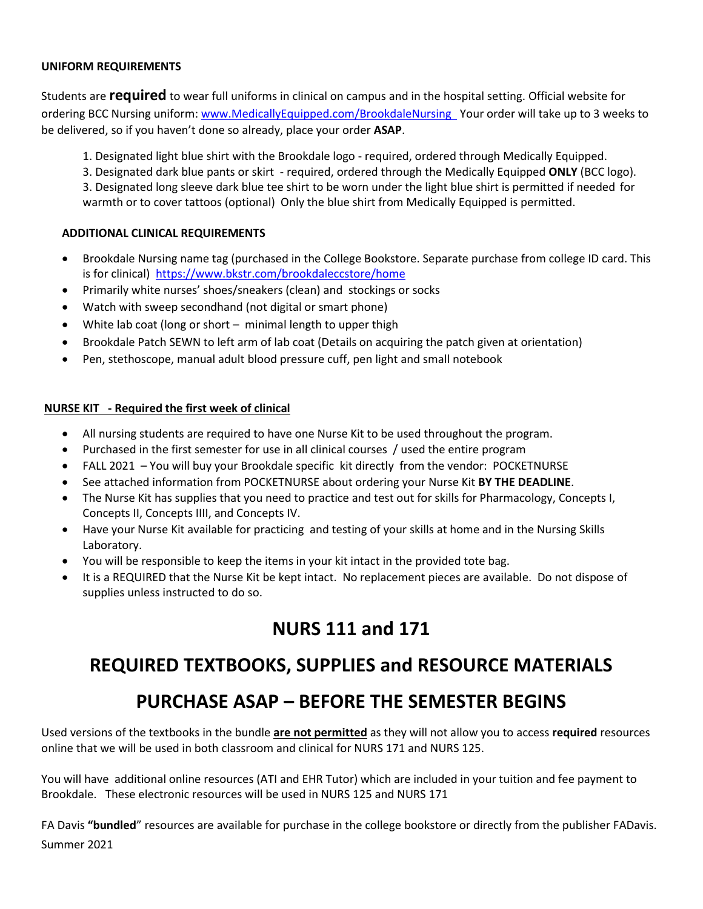**UNIFORM REQUIREMENTS**

Students are **required** to wear full uniforms in clinical on campus and in the hospital setting. Official website for ordering BCC Nursing uniform: [www.MedicallyEquipped.com/BrookdaleNursing](www.MedicallyEquipped.com/BrookdaleNursing) Your order will take up to 3 weeks to be delivered, so if you haven't done so already, place your order **ASAP**.

1. Designated light blue shirt with the Brookdale logo - required, ordered through Medically Equipped.
3. Designated dark blue pants or skirt - required, ordered through the Medically Equipped **ONLY** (BCC logo).
3. Designated long sleeve dark blue tee shirt to be worn under the light blue shirt is permitted if needed for warmth or to cover tattoos (optional) Only the blue shirt from Medically Equipped is permitted.

**ADDITIONAL CLINICAL REQUIREMENTS**

- Brookdale Nursing name tag (purchased in the College Bookstore. Separate purchase from college ID card. This is for clinical) [https://www.bkstr.com/brookdaleccstore/home](https://www.bkstr.com/brookdaleccstore/home)
- Primarily white nurses' shoes/sneakers (clean) and stockings or socks
- Watch with sweep secondhand (not digital or smart phone)
- White lab coat (long or short – minimal length to upper thigh
- Brookdale Patch SEWN to left arm of lab coat (Details on acquiring the patch given at orientation)
- Pen, stethoscope, manual adult blood pressure cuff, pen light and small notebook

**NURSE KIT - Required the first week of clinical**

- All nursing students are required to have one Nurse Kit to be used throughout the program.
- Purchased in the first semester for use in all clinical courses / used the entire program
- FALL 2021 – You will buy your Brookdale specific kit directly from the vendor: POCKETNURSE
- See attached information from POCKETNURSE about ordering your Nurse Kit **BY THE DEADLINE**.
- The Nurse Kit has supplies that you need to practice and test out for skills for Pharmacology, Concepts I, Concepts II, Concepts IIII, and Concepts IV.
- Have your Nurse Kit available for practicing and testing of your skills at home and in the Nursing Skills Laboratory.
- You will be responsible to keep the items in your kit intact in the provided tote bag.
- It is a REQUIRED that the Nurse Kit be kept intact. No replacement pieces are available. Do not dispose of supplies unless instructed to do so.

# NURS 111 and 171

# REQUIRED TEXTBOOKS, SUPPLIES and RESOURCE MATERIALS

# PURCHASE ASAP – BEFORE THE SEMESTER BEGINS

Used versions of the textbooks in the bundle **are not permitted** as they will not allow you to access **required** resources online that we will be used in both classroom and clinical for NURS 171 and NURS 125.

You will have additional online resources (ATI and EHR Tutor) which are included in your tuition and fee payment to Brookdale. These electronic resources will be used in NURS 125 and NURS 171

FA Davis **"bundled**" resources are available for purchase in the college bookstore or directly from the publisher FADavis.

Summer 2021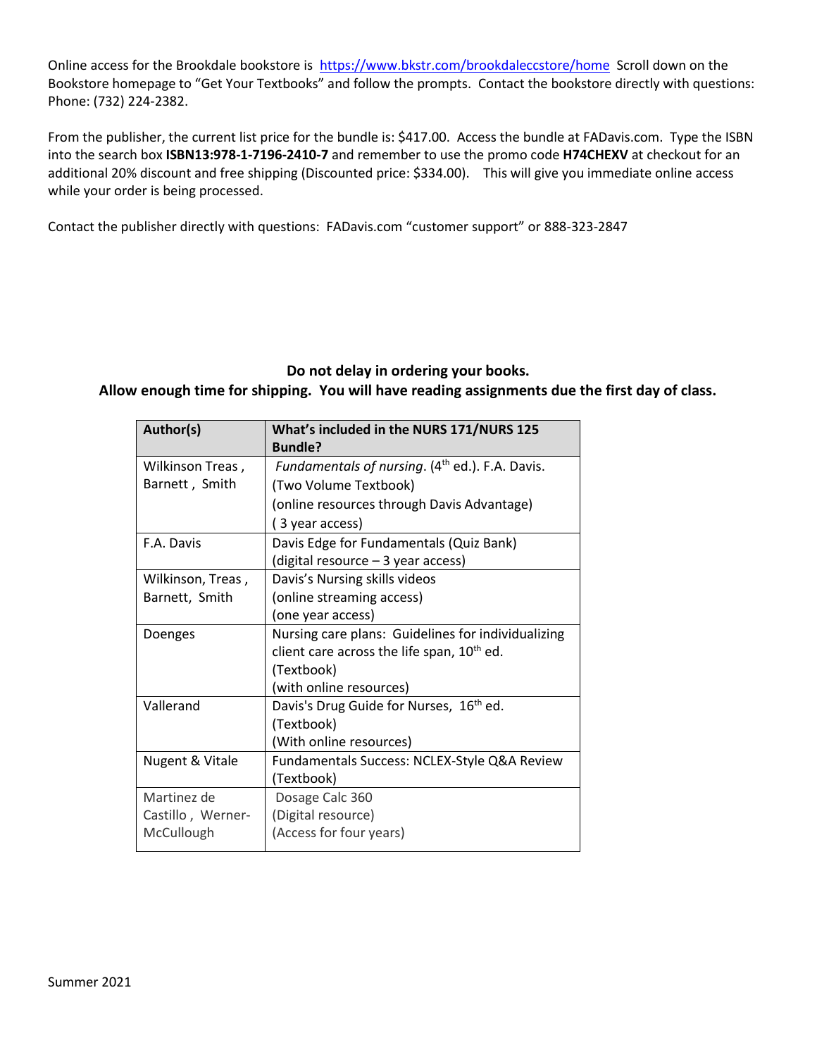Online access for the Brookdale bookstore is https://www.bkstr.com/brookdaleccstore/home Scroll down on the Bookstore homepage to "Get Your Textbooks" and follow the prompts. Contact the bookstore directly with questions: Phone: (732) 224-2382.

From the publisher, the current list price for the bundle is: $417.00. Access the bundle at FADavis.com. Type the ISBN into the search box **ISBN13:978-1-7196-2410-7** and remember to use the promo code **H74CHEXV** at checkout for an additional 20% discount and free shipping (Discounted price: $334.00). This will give you immediate online access while your order is being processed.

Contact the publisher directly with questions: FADavis.com "customer support" or 888-323-2847

**Do not delay in ordering your books.**
**Allow enough time for shipping. You will have reading assignments due the first day of class.**

| **Author(s)** | **What's included in the NURS 171/NURS 125 Bundle?** |
|---|---|
| Wilkinson Treas , Barnett , Smith | *Fundamentals of nursing*. (4th ed.). F.A. Davis. (Two Volume Textbook) (online resources through Davis Advantage) ( 3 year access) |
| F.A. Davis | Davis Edge for Fundamentals (Quiz Bank) (digital resource – 3 year access) |
| Wilkinson, Treas , Barnett, Smith | Davis's Nursing skills videos (online streaming access) (one year access) |
| Doenges | Nursing care plans: Guidelines for individualizing client care across the life span, 10th ed. (Textbook) (with online resources) |
| Vallerand | Davis's Drug Guide for Nurses, 16th ed. (Textbook) (With online resources) |
| Nugent & Vitale | Fundamentals Success: NCLEX-Style Q&A Review (Textbook) |
| Martinez de Castillo , Werner-McCullough | Dosage Calc 360 (Digital resource) (Access for four years) |

Summer 2021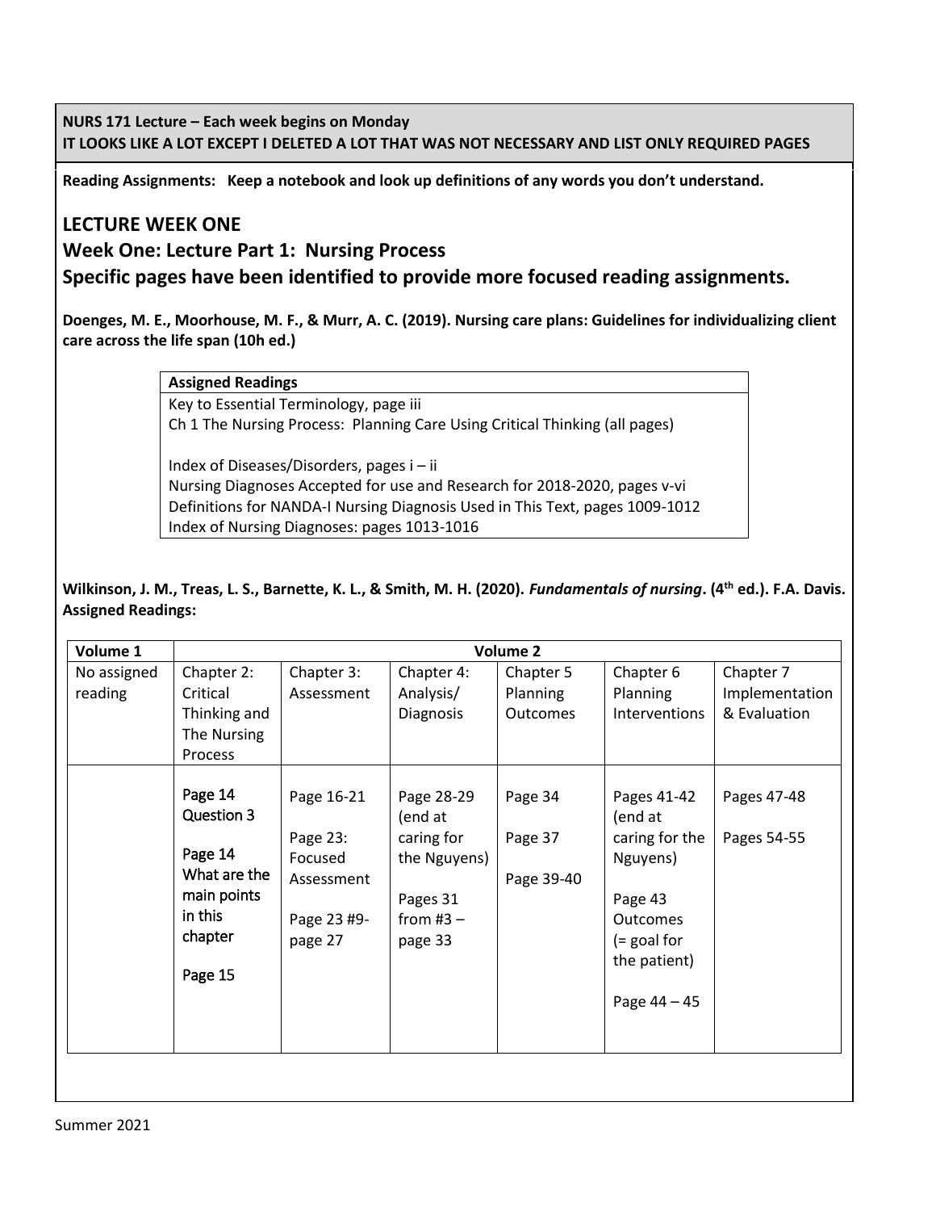**NURS 171 Lecture – Each week begins on Monday**
**IT LOOKS LIKE A LOT EXCEPT I DELETED A LOT THAT WAS NOT NECESSARY AND LIST ONLY REQUIRED PAGES**

**Reading Assignments: Keep a notebook and look up definitions of any words you don't understand.**

## LECTURE WEEK ONE

## Week One: Lecture Part 1: Nursing Process

## Specific pages have been identified to provide more focused reading assignments.

**Doenges, M. E., Moorhouse, M. F., & Murr, A. C. (2019). Nursing care plans: Guidelines for individualizing client care across the life span (10h ed.)**

| **Assigned Readings** |
|---|
| Key to Essential Terminology, page iii<br>Ch 1 The Nursing Process: Planning Care Using Critical Thinking (all pages)<br><br>Index of Diseases/Disorders, pages i – ii<br>Nursing Diagnoses Accepted for use and Research for 2018-2020, pages v-vi<br>Definitions for NANDA-I Nursing Diagnosis Used in This Text, pages 1009-1012<br>Index of Nursing Diagnoses: pages 1013-1016 |

**Wilkinson, J. M., Treas, L. S., Barnette, K. L., & Smith, M. H. (2020).** ***Fundamentals of nursing*****. (4[th] ed.). F.A. Davis. Assigned Readings:**

| **Volume 1** | **Volume 2** | | | | | |
|---|---|---|---|---|---|---|
| No assigned reading | Chapter 2: Critical Thinking and The Nursing Process | Chapter 3: Assessment | Chapter 4: Analysis/ Diagnosis | Chapter 5 Planning Outcomes | Chapter 6 Planning Interventions | Chapter 7 Implementation & Evaluation |
| | Page 14 Question 3<br><br>Page 14 What are the main points in this chapter<br><br>Page 15 | Page 16-21<br><br>Page 23: Focused Assessment<br><br>Page 23 #9-page 27 | Page 28-29 (end at caring for the Nguyens)<br><br>Pages 31 from #3 – page 33 | Page 34<br><br>Page 37<br><br>Page 39-40 | Pages 41-42 (end at caring for the Nguyens)<br><br>Page 43 Outcomes (= goal for the patient)<br><br>Page 44 – 45 | Pages 47-48<br><br>Pages 54-55 |

Summer 2021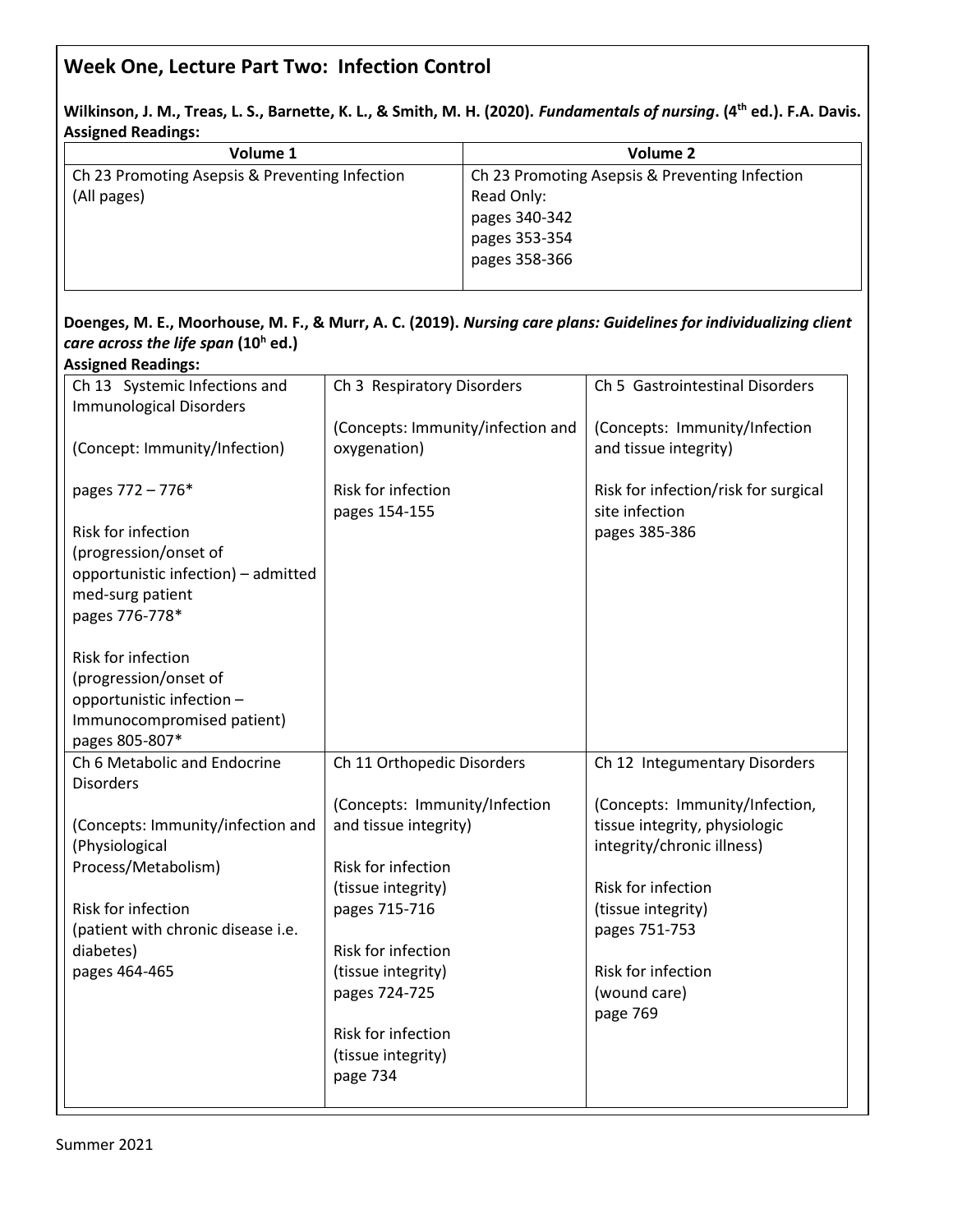## Week One, Lecture Part Two: Infection Control

**Wilkinson, J. M., Treas, L. S., Barnette, K. L., & Smith, M. H. (2020). *Fundamentals of nursing*. (4th ed.). F.A. Davis.**
**Assigned Readings:**

| Volume 1 | Volume 2 |
|---|---|
| Ch 23 Promoting Asepsis & Preventing Infection (All pages) | Ch 23 Promoting Asepsis & Preventing Infection<br>Read Only:<br>pages 340-342<br>pages 353-354<br>pages 358-366 |

**Doenges, M. E., Moorhouse, M. F., & Murr, A. C. (2019). *Nursing care plans: Guidelines for individualizing client care across the life span* (10h ed.)**
**Assigned Readings:**

| | | |
|---|---|---|
| Ch 13 Systemic Infections and Immunological Disorders<br><br>(Concept: Immunity/Infection)<br><br>pages 772 – 776*<br><br>Risk for infection (progression/onset of opportunistic infection) – admitted med-surg patient<br>pages 776-778*<br><br>Risk for infection (progression/onset of opportunistic infection – Immunocompromised patient)<br>pages 805-807* | Ch 3 Respiratory Disorders<br><br>(Concepts: Immunity/infection and oxygenation)<br><br>Risk for infection<br>pages 154-155 | Ch 5 Gastrointestinal Disorders<br><br>(Concepts: Immunity/Infection and tissue integrity)<br><br>Risk for infection/risk for surgical site infection<br>pages 385-386 |
| Ch 6 Metabolic and Endocrine Disorders<br><br>(Concepts: Immunity/infection and (Physiological Process/Metabolism)<br><br>Risk for infection (patient with chronic disease i.e. diabetes)<br>pages 464-465 | Ch 11 Orthopedic Disorders<br><br>(Concepts: Immunity/Infection and tissue integrity)<br><br>Risk for infection (tissue integrity)<br>pages 715-716<br><br>Risk for infection (tissue integrity)<br>pages 724-725<br><br>Risk for infection (tissue integrity)<br>page 734 | Ch 12 Integumentary Disorders<br><br>(Concepts: Immunity/Infection, tissue integrity, physiologic integrity/chronic illness)<br><br>Risk for infection (tissue integrity)<br>pages 751-753<br><br>Risk for infection (wound care)<br>page 769 |

Summer 2021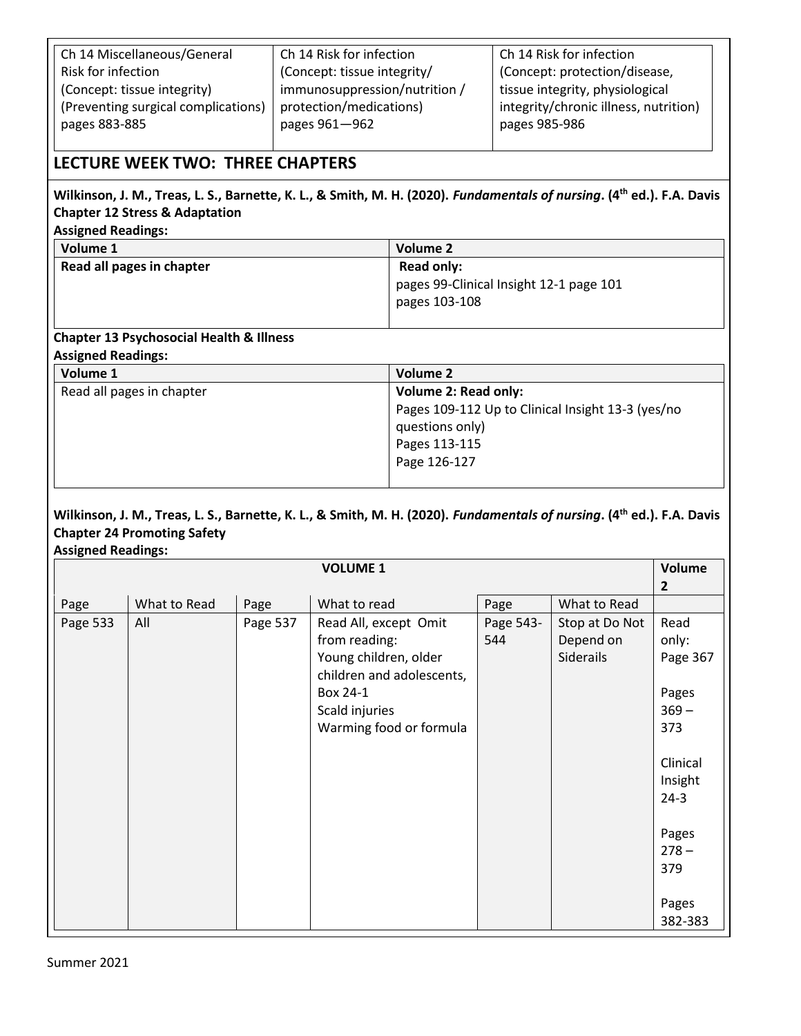| Ch 14 Miscellaneous/General Risk for infection (Concept: tissue integrity) (Preventing surgical complications) pages 883-885 | Ch 14 Risk for infection (Concept: tissue integrity/ immunosuppression/nutrition / protection/medications) pages 961—962 | Ch 14 Risk for infection (Concept: protection/disease, tissue integrity, physiological integrity/chronic illness, nutrition) pages 985-986 |
|---|---|---|

## LECTURE WEEK TWO: THREE CHAPTERS

**Wilkinson, J. M., Treas, L. S., Barnette, K. L., & Smith, M. H. (2020). *Fundamentals of nursing*. (4th ed.). F.A. Davis**
**Chapter 12 Stress & Adaptation**
**Assigned Readings:**

| Volume 1 | Volume 2 |
|---|---|
| **Read all pages in chapter** | **Read only:** pages 99-Clinical Insight 12-1 page 101<br>pages 103-108 |

**Chapter 13 Psychosocial Health & Illness**
**Assigned Readings:**

| Volume 1 | Volume 2 |
|---|---|
| Read all pages in chapter | **Volume 2: Read only:**<br>Pages 109-112 Up to Clinical Insight 13-3 (yes/no questions only)<br>Pages 113-115<br>Page 126-127 |

**Wilkinson, J. M., Treas, L. S., Barnette, K. L., & Smith, M. H. (2020). *Fundamentals of nursing*. (4th ed.). F.A. Davis**
**Chapter 24 Promoting Safety**
**Assigned Readings:**

| VOLUME 1 | | | | | | Volume 2 |
|---|---|---|---|---|---|---|
| Page | What to Read | Page | What to read | Page | What to Read | |
| Page 533 | All | Page 537 | Read All, except Omit from reading:<br>Young children, older children and adolescents,<br>Box 24-1<br>Scald injuries<br>Warming food or formula | Page 543-544 | Stop at Do Not Depend on Siderails | Read only:<br>Page 367<br><br>Pages 369 – 373<br><br>Clinical Insight 24-3<br><br>Pages 278 – 379<br><br>Pages 382-383 |

Summer 2021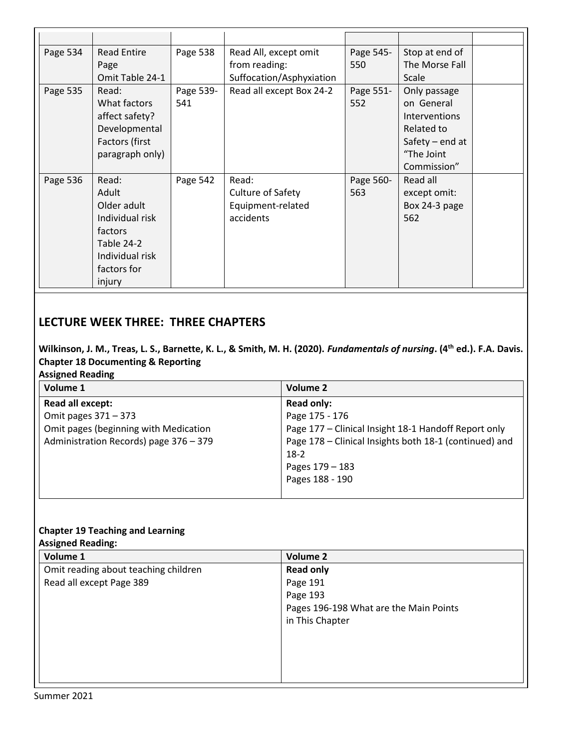| | | | | | | |
|---|---|---|---|---|---|---|
| Page 534 | Read Entire Page<br>Omit Table 24-1 | Page 538 | Read All, except omit from reading: Suffocation/Asphyxiation | Page 545-550 | Stop at end of The Morse Fall Scale | |
| Page 535 | Read:<br>What factors affect safety? Developmental Factors (first paragraph only) | Page 539-541 | Read all except Box 24-2 | Page 551-552 | Only passage on General Interventions Related to Safety – end at "The Joint Commission" | |
| Page 536 | Read:<br>Adult<br>Older adult<br>Individual risk factors<br>Table 24-2 Individual risk factors for injury | Page 542 | Read:<br>Culture of Safety<br>Equipment-related accidents | Page 560-563 | Read all except omit: Box 24-3 page 562 | |

## LECTURE WEEK THREE: THREE CHAPTERS

**Wilkinson, J. M., Treas, L. S., Barnette, K. L., & Smith, M. H. (2020).** ***Fundamentals of nursing*****. (4th ed.). F.A. Davis.**
**Chapter 18 Documenting & Reporting**
**Assigned Reading**

| Volume 1 | Volume 2 |
|---|---|
| **Read all except:**<br>Omit pages 371 – 373<br>Omit pages (beginning with Medication Administration Records) page 376 – 379 | **Read only:**<br>Page 175 - 176<br>Page 177 – Clinical Insight 18-1 Handoff Report only<br>Page 178 – Clinical Insights both 18-1 (continued) and 18-2<br>Pages 179 – 183<br>Pages 188 - 190 |

**Chapter 19 Teaching and Learning**
**Assigned Reading:**

| Volume 1 | Volume 2 |
|---|---|
| Omit reading about teaching children<br>Read all except Page 389 | **Read only**<br>Page 191<br>Page 193<br>Pages 196-198 What are the Main Points in This Chapter |

Summer 2021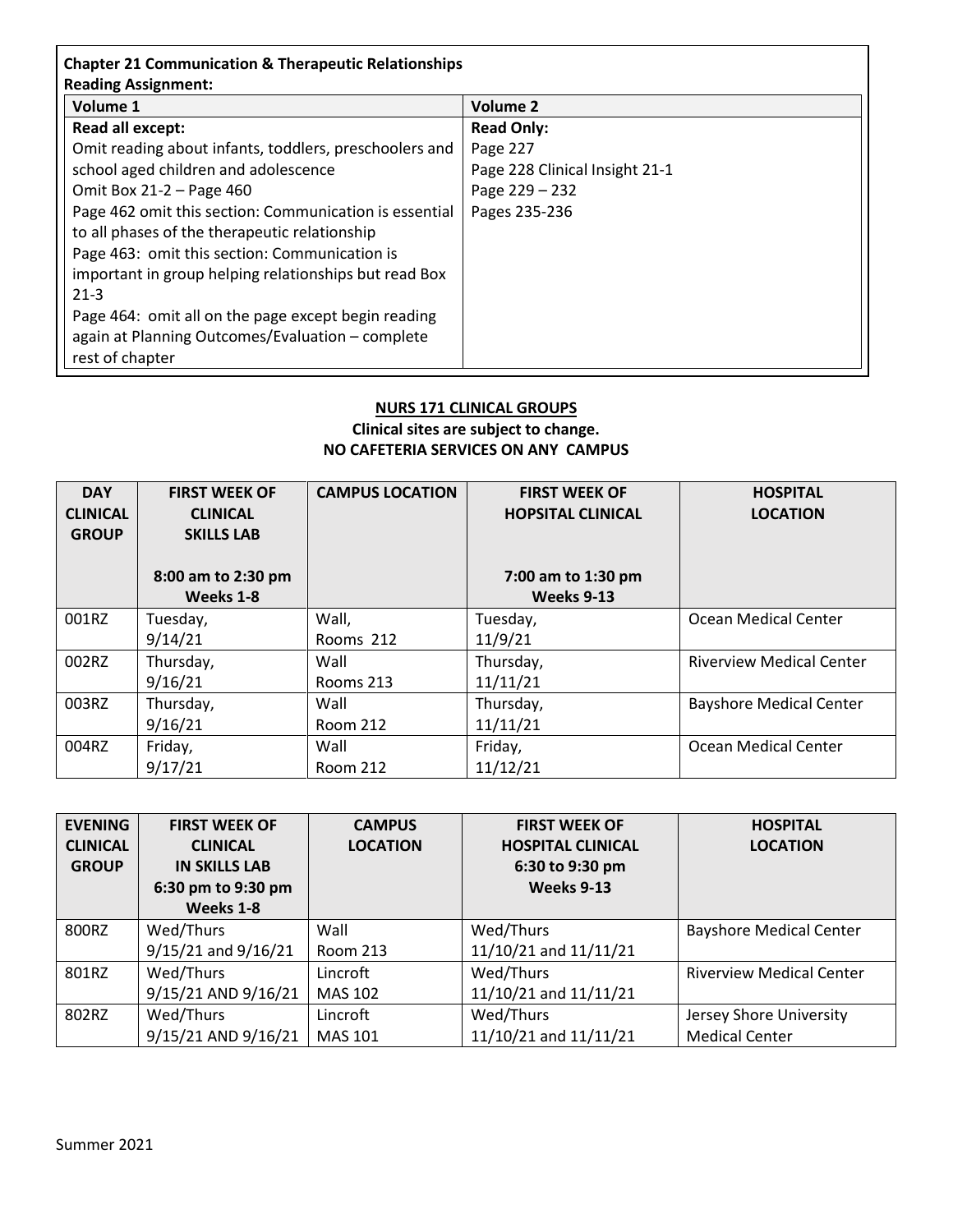**Chapter 21 Communication & Therapeutic Relationships**
**Reading Assignment:**

| Volume 1 | Volume 2 |
|---|---|
| **Read all except:**<br>Omit reading about infants, toddlers, preschoolers and school aged children and adolescence<br>Omit Box 21-2 – Page 460<br>Page 462 omit this section: Communication is essential to all phases of the therapeutic relationship<br>Page 463: omit this section: Communication is important in group helping relationships but read Box 21-3<br>Page 464: omit all on the page except begin reading again at Planning Outcomes/Evaluation – complete rest of chapter | **Read Only:**<br>Page 227<br>Page 228 Clinical Insight 21-1<br>Page 229 – 232<br>Pages 235-236 |

**NURS 171 CLINICAL GROUPS**
**Clinical sites are subject to change.**
**NO CAFETERIA SERVICES ON ANY CAMPUS**

| DAY CLINICAL GROUP | FIRST WEEK OF CLINICAL SKILLS LAB<br>8:00 am to 2:30 pm<br>Weeks 1-8 | CAMPUS LOCATION | FIRST WEEK OF HOPSITAL CLINICAL<br>7:00 am to 1:30 pm<br>Weeks 9-13 | HOSPITAL LOCATION |
|---|---|---|---|---|
| 001RZ | Tuesday, 9/14/21 | Wall, Rooms 212 | Tuesday, 11/9/21 | Ocean Medical Center |
| 002RZ | Thursday, 9/16/21 | Wall Rooms 213 | Thursday, 11/11/21 | Riverview Medical Center |
| 003RZ | Thursday, 9/16/21 | Wall Room 212 | Thursday, 11/11/21 | Bayshore Medical Center |
| 004RZ | Friday, 9/17/21 | Wall Room 212 | Friday, 11/12/21 | Ocean Medical Center |

| EVENING CLINICAL GROUP | FIRST WEEK OF CLINICAL IN SKILLS LAB<br>6:30 pm to 9:30 pm<br>Weeks 1-8 | CAMPUS LOCATION | FIRST WEEK OF HOSPITAL CLINICAL<br>6:30 to 9:30 pm<br>Weeks 9-13 | HOSPITAL LOCATION |
|---|---|---|---|---|
| 800RZ | Wed/Thurs 9/15/21 and 9/16/21 | Wall Room 213 | Wed/Thurs 11/10/21 and 11/11/21 | Bayshore Medical Center |
| 801RZ | Wed/Thurs 9/15/21 AND 9/16/21 | Lincroft MAS 102 | Wed/Thurs 11/10/21 and 11/11/21 | Riverview Medical Center |
| 802RZ | Wed/Thurs 9/15/21 AND 9/16/21 | Lincroft MAS 101 | Wed/Thurs 11/10/21 and 11/11/21 | Jersey Shore University Medical Center |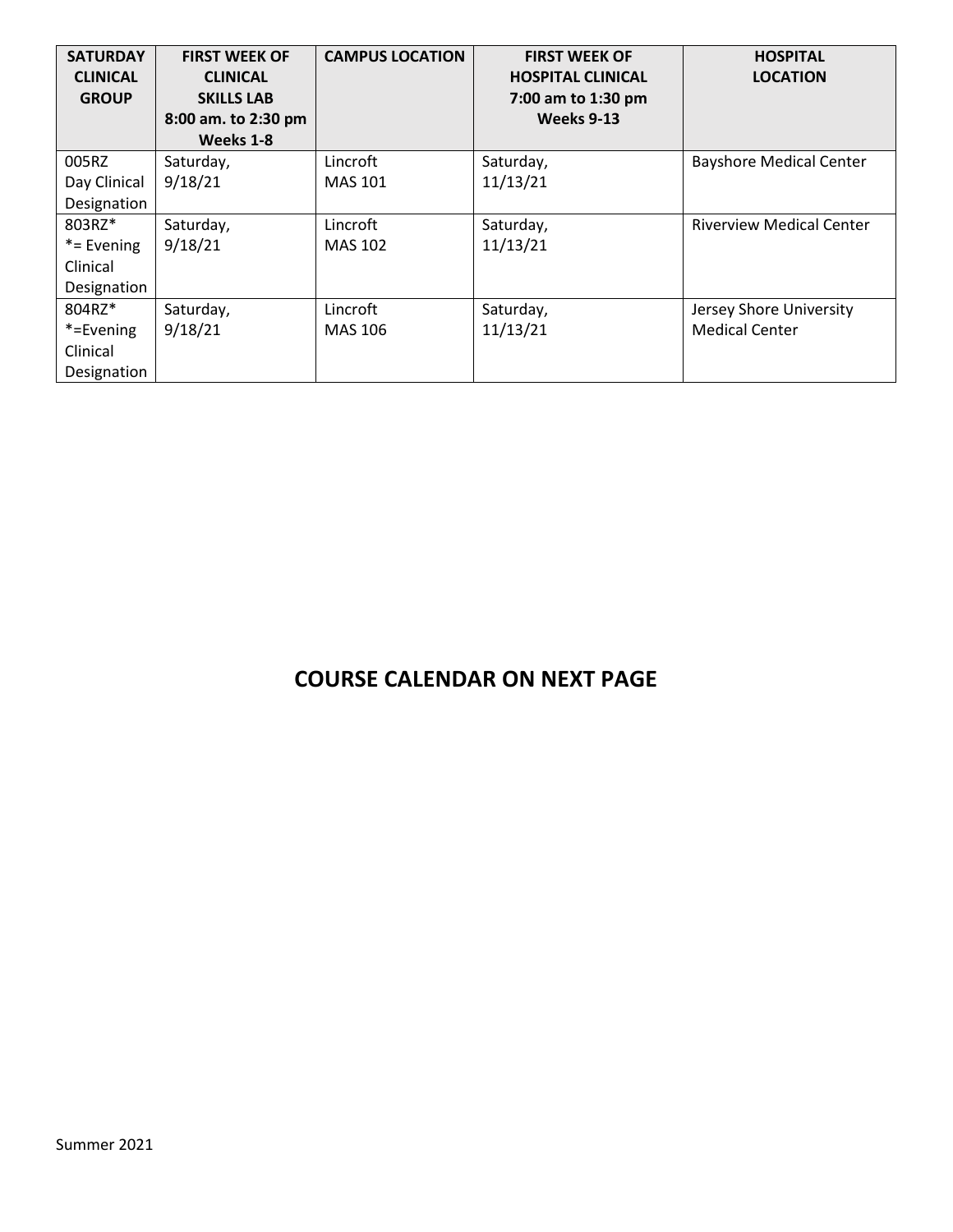| SATURDAY CLINICAL GROUP | FIRST WEEK OF CLINICAL SKILLS LAB 8:00 am. to 2:30 pm Weeks 1-8 | CAMPUS LOCATION | FIRST WEEK OF HOSPITAL CLINICAL 7:00 am to 1:30 pm Weeks 9-13 | HOSPITAL LOCATION |
|---|---|---|---|---|
| 005RZ Day Clinical Designation | Saturday, 9/18/21 | Lincroft MAS 101 | Saturday, 11/13/21 | Bayshore Medical Center |
| 803RZ* *= Evening Clinical Designation | Saturday, 9/18/21 | Lincroft MAS 102 | Saturday, 11/13/21 | Riverview Medical Center |
| 804RZ* *=Evening Clinical Designation | Saturday, 9/18/21 | Lincroft MAS 106 | Saturday, 11/13/21 | Jersey Shore University Medical Center |

## COURSE CALENDAR ON NEXT PAGE

Summer 2021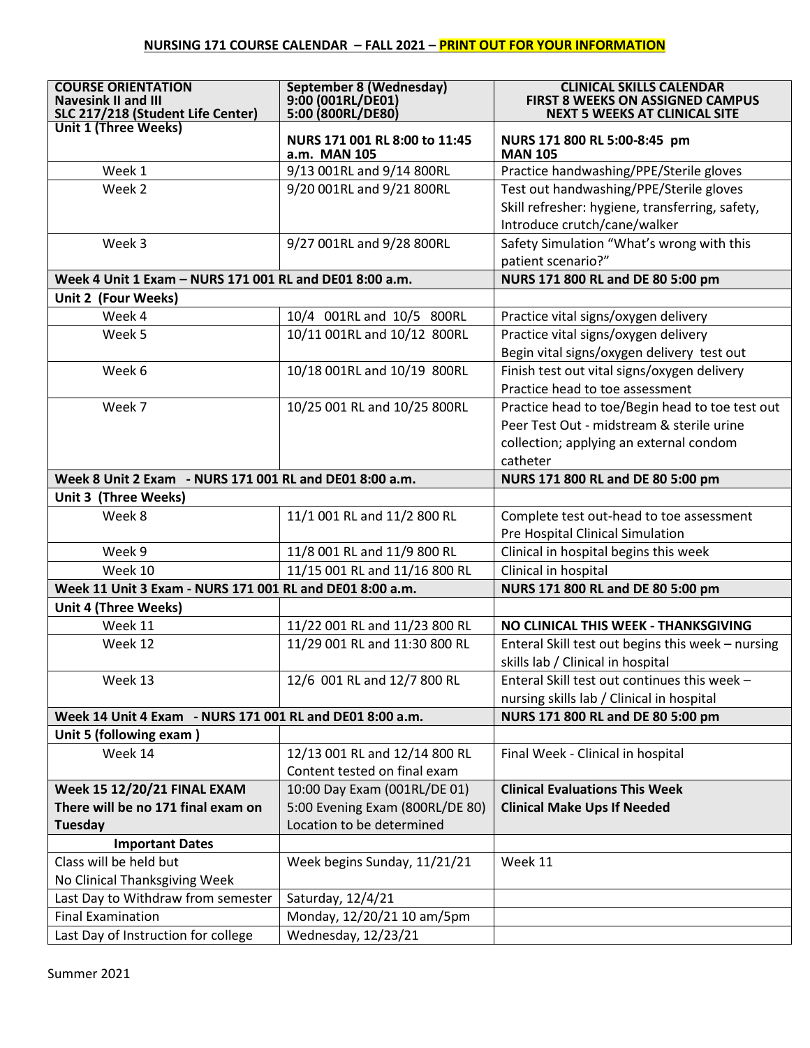**NURSING 171 COURSE CALENDAR – FALL 2021 – PRINT OUT FOR YOUR INFORMATION**

| **COURSE ORIENTATION Navesink II and III SLC 217/218 (Student Life Center)** | **September 8 (Wednesday) 9:00 (001RL/DE01) 5:00 (800RL/DE80)** | **CLINICAL SKILLS CALENDAR FIRST 8 WEEKS ON ASSIGNED CAMPUS NEXT 5 WEEKS AT CLINICAL SITE** |
|---|---|---|
| **Unit 1 (Three Weeks)** | **NURS 171 001 RL 8:00 to 11:45 a.m. MAN 105** | **NURS 171 800 RL 5:00-8:45 pm MAN 105** |
| Week 1 | 9/13 001RL and 9/14 800RL | Practice handwashing/PPE/Sterile gloves |
| Week 2 | 9/20 001RL and 9/21 800RL | Test out handwashing/PPE/Sterile gloves<br>Skill refresher: hygiene, transferring, safety, Introduce crutch/cane/walker |
| Week 3 | 9/27 001RL and 9/28 800RL | Safety Simulation "What's wrong with this patient scenario?" |
| **Week 4 Unit 1 Exam – NURS 171 001 RL and DE01 8:00 a.m.** | | **NURS 171 800 RL and DE 80 5:00 pm** |
| **Unit 2 (Four Weeks)** | | |
| Week 4 | 10/4 001RL and 10/5 800RL | Practice vital signs/oxygen delivery |
| Week 5 | 10/11 001RL and 10/12 800RL | Practice vital signs/oxygen delivery<br>Begin vital signs/oxygen delivery test out |
| Week 6 | 10/18 001RL and 10/19 800RL | Finish test out vital signs/oxygen delivery<br>Practice head to toe assessment |
| Week 7 | 10/25 001 RL and 10/25 800RL | Practice head to toe/Begin head to toe test out<br>Peer Test Out - midstream & sterile urine collection; applying an external condom catheter |
| **Week 8 Unit 2 Exam - NURS 171 001 RL and DE01 8:00 a.m.** | | **NURS 171 800 RL and DE 80 5:00 pm** |
| **Unit 3 (Three Weeks)** | | |
| Week 8 | 11/1 001 RL and 11/2 800 RL | Complete test out-head to toe assessment<br>Pre Hospital Clinical Simulation |
| Week 9 | 11/8 001 RL and 11/9 800 RL | Clinical in hospital begins this week |
| Week 10 | 11/15 001 RL and 11/16 800 RL | Clinical in hospital |
| **Week 11 Unit 3 Exam - NURS 171 001 RL and DE01 8:00 a.m.** | | **NURS 171 800 RL and DE 80 5:00 pm** |
| **Unit 4 (Three Weeks)** | | |
| Week 11 | 11/22 001 RL and 11/23 800 RL | **NO CLINICAL THIS WEEK - THANKSGIVING** |
| Week 12 | 11/29 001 RL and 11:30 800 RL | Enteral Skill test out begins this week – nursing skills lab / Clinical in hospital |
| Week 13 | 12/6 001 RL and 12/7 800 RL | Enteral Skill test out continues this week – nursing skills lab / Clinical in hospital |
| **Week 14 Unit 4 Exam - NURS 171 001 RL and DE01 8:00 a.m.** | | **NURS 171 800 RL and DE 80 5:00 pm** |
| **Unit 5 (following exam )** | | |
| Week 14 | 12/13 001 RL and 12/14 800 RL<br>Content tested on final exam | Final Week - Clinical in hospital |
| **Week 15 12/20/21 FINAL EXAM**<br>**There will be no 171 final exam on Tuesday** | 10:00 Day Exam (001RL/DE 01)<br>5:00 Evening Exam (800RL/DE 80)<br>Location to be determined | **Clinical Evaluations This Week**<br>**Clinical Make Ups If Needed** |
| **Important Dates** | | |
| Class will be held but<br>No Clinical Thanksgiving Week | Week begins Sunday, 11/21/21 | Week 11 |
| Last Day to Withdraw from semester | Saturday, 12/4/21 | |
| Final Examination | Monday, 12/20/21 10 am/5pm | |
| Last Day of Instruction for college | Wednesday, 12/23/21 | |

Summer 2021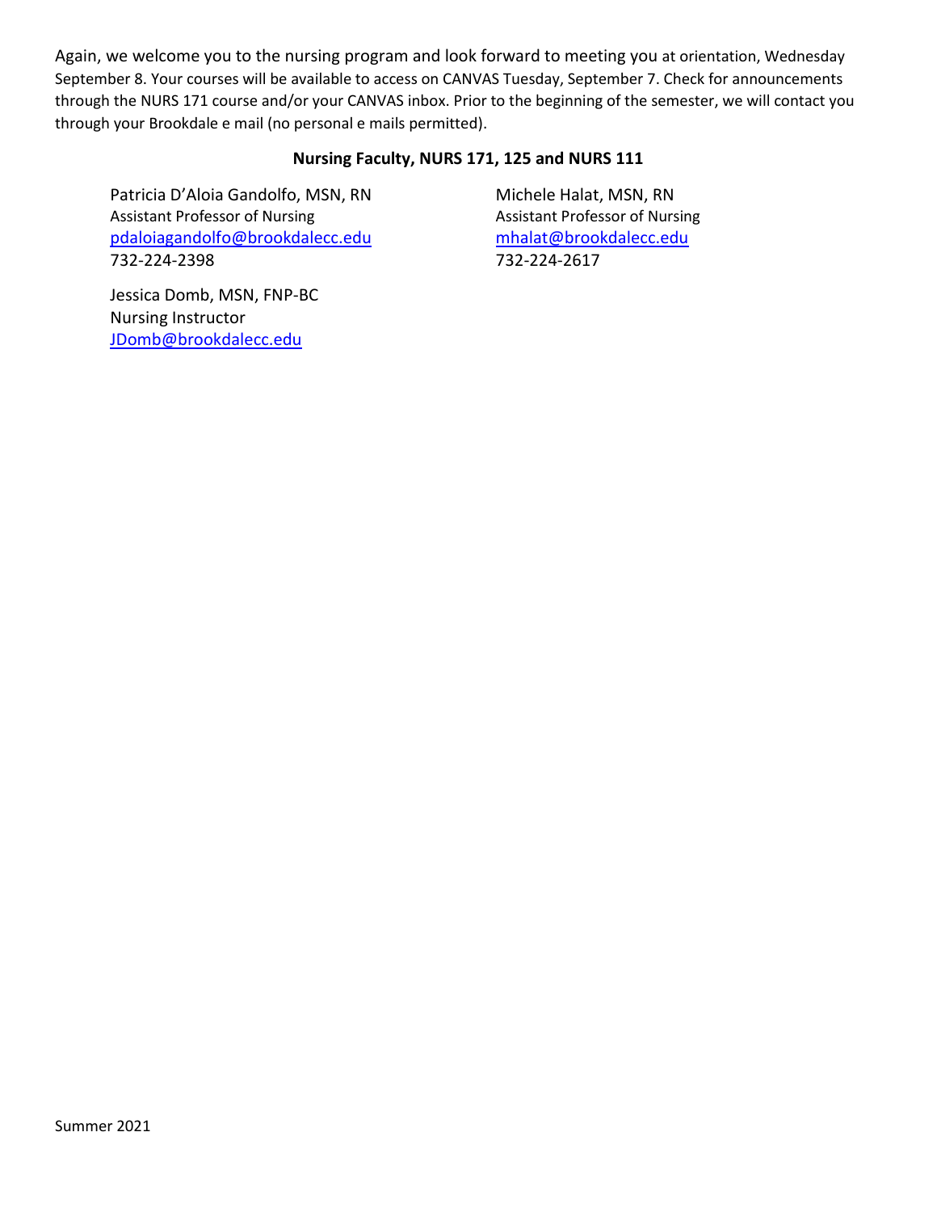Again, we welcome you to the nursing program and look forward to meeting you at orientation, Wednesday September 8. Your courses will be available to access on CANVAS Tuesday, September 7. Check for announcements through the NURS 171 course and/or your CANVAS inbox. Prior to the beginning of the semester, we will contact you through your Brookdale e mail (no personal e mails permitted).

**Nursing Faculty, NURS 171, 125 and NURS 111**

Patricia D'Aloia Gandolfo, MSN, RN
Assistant Professor of Nursing
pdaloiagandolfo@brookdalecc.edu
732-224-2398

Michele Halat, MSN, RN
Assistant Professor of Nursing
mhalat@brookdalecc.edu
732-224-2617

Jessica Domb, MSN, FNP-BC
Nursing Instructor
JDomb@brookdalecc.edu

Summer 2021